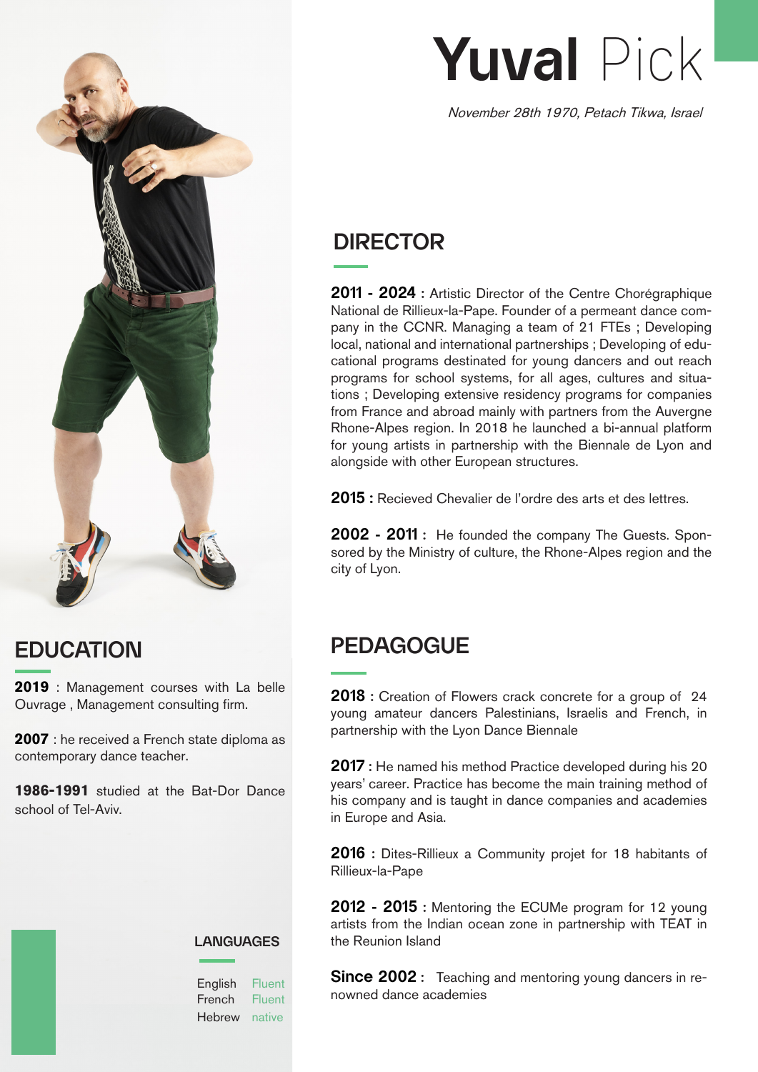# **Yuval** Pick

*November 28th 1970, Petach Tikwa, Israel*

## DIRECTOR

**2011 - 2024 :** Artistic Director of the Centre Chorégraphique National de Rillieux-la-Pape. Founder of a permeant dance company in the CCNR. Managing a team of 21 FTEs ; Developing local, national and international partnerships ; Developing of educational programs destinated for young dancers and out reach programs for school systems, for all ages, cultures and situations ; Developing extensive residency programs for companies from France and abroad mainly with partners from the Auvergne Rhone-Alpes region. In 2018 he launched a bi-annual platform for young artists in partnership with the Biennale de Lyon and alongside with other European structures.

**2015 :** Recieved Chevalier de l'ordre des arts et des lettres.

**2002 - 2011 :** He founded the company The Guests. Sponsored by the Ministry of culture, the Rhone-Alpes region and the city of Lyon.

## PEDAGOGUE

**2018 :** Creation of Flowers crack concrete for a group of 24 young amateur dancers Palestinians, Israelis and French, in partnership with the Lyon Dance Biennale

**2017 :** He named his method Practice developed during his 20 years' career. Practice has become the main training method of his company and is taught in dance companies and academies in Europe and Asia.

**2016 :** Dites-Rillieux a Community projet for 18 habitants of Rillieux-la-Pape

**2012 - 2015 :** Mentoring the ECUMe program for 12 young artists from the Indian ocean zone in partnership with TEAT in the Reunion Island

**Since 2002 :** Teaching and mentoring young dancers in renowned dance academies

## EDUCATION

**2019** : Management courses with La belle Ouvrage , Management consulting firm.

**2007** : he received a French state diploma as contemporary dance teacher.

**1986-1991** studied at the Bat-Dor Dance school of Tel-Aviv.

### LANGUAGES

| Language | Level |
| --- | --- |
| English | Fluent |
| French | Fluent |
| Hebrew | native |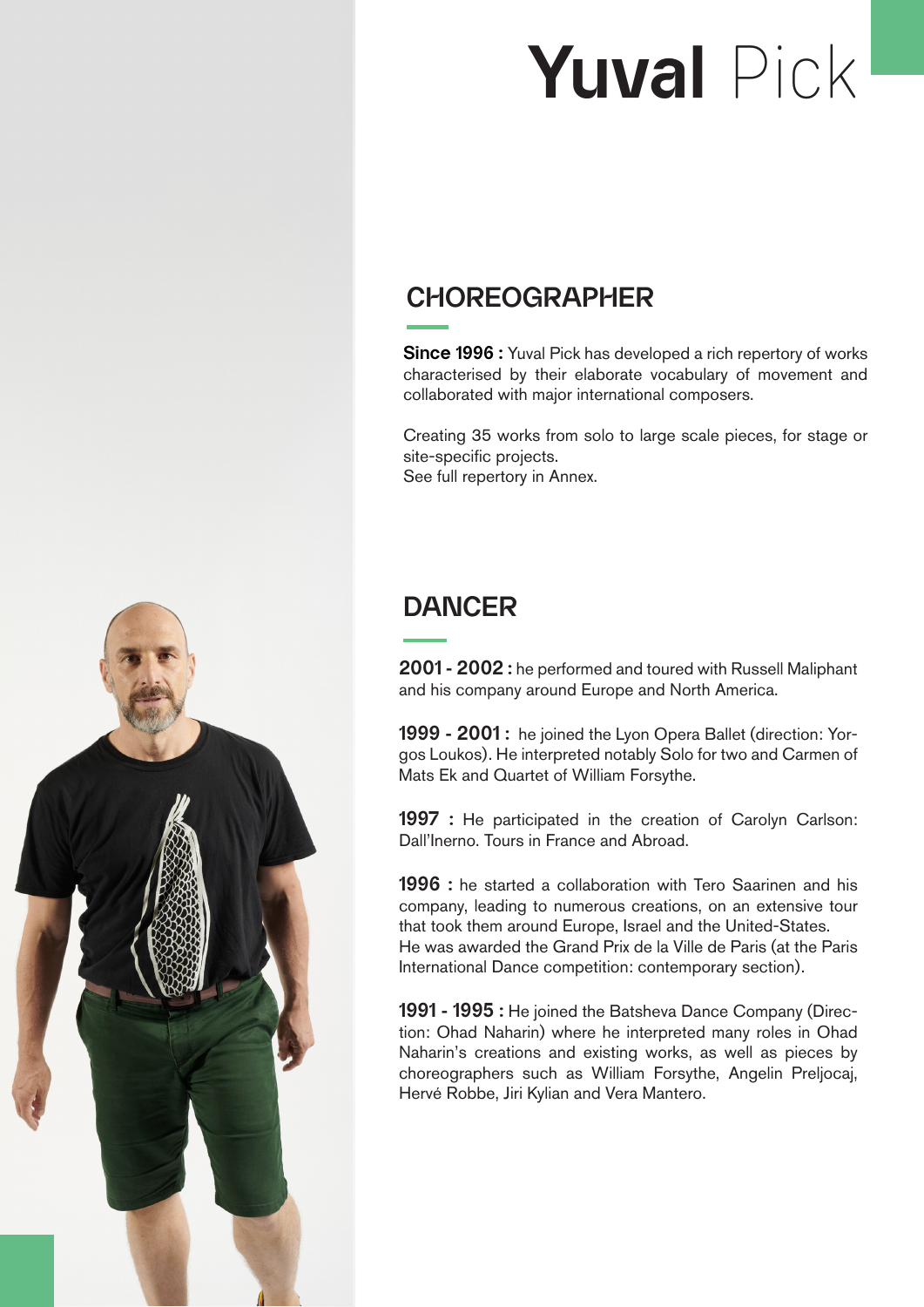# **Yuval** Pick

## CHOREOGRAPHER

**Since 1996 :** Yuval Pick has developed a rich repertory of works characterised by their elaborate vocabulary of movement and collaborated with major international composers.

Creating 35 works from solo to large scale pieces, for stage or site-specific projects.
See full repertory in Annex.

## DANCER

**2001 - 2002 :** he performed and toured with Russell Maliphant and his company around Europe and North America.

**1999 - 2001 :** he joined the Lyon Opera Ballet (direction: Yorgos Loukos). He interpreted notably Solo for two and Carmen of Mats Ek and Quartet of William Forsythe.

**1997 :** He participated in the creation of Carolyn Carlson: Dall'Inerno. Tours in France and Abroad.

**1996 :** he started a collaboration with Tero Saarinen and his company, leading to numerous creations, on an extensive tour that took them around Europe, Israel and the United-States.
He was awarded the Grand Prix de la Ville de Paris (at the Paris International Dance competition: contemporary section).

**1991 - 1995 :** He joined the Batsheva Dance Company (Direction: Ohad Naharin) where he interpreted many roles in Ohad Naharin's creations and existing works, as well as pieces by choreographers such as William Forsythe, Angelin Preljocaj, Hervé Robbe, Jiri Kylian and Vera Mantero.